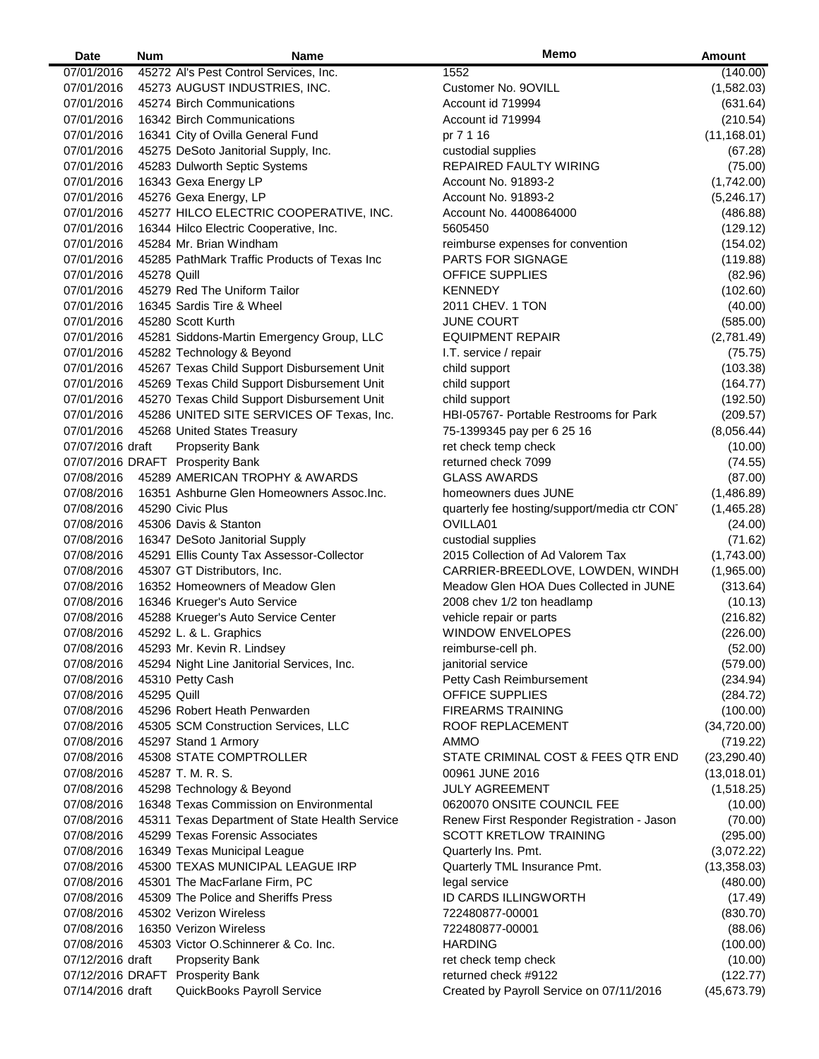| Date | Num | Name | Memo | Amount |
|---|---|---|---|---|
| 07/01/2016 | 45272 | Al's Pest Control Services, Inc. | 1552 | (140.00) |
| 07/01/2016 | 45273 | AUGUST INDUSTRIES, INC. | Customer No. 9OVILL | (1,582.03) |
| 07/01/2016 | 45274 | Birch Communications | Account id 719994 | (631.64) |
| 07/01/2016 | 16342 | Birch Communications | Account id 719994 | (210.54) |
| 07/01/2016 | 16341 | City of Ovilla General Fund | pr 7 1 16 | (11,168.01) |
| 07/01/2016 | 45275 | DeSoto Janitorial Supply, Inc. | custodial supplies | (67.28) |
| 07/01/2016 | 45283 | Dulworth Septic Systems | REPAIRED FAULTY WIRING | (75.00) |
| 07/01/2016 | 16343 | Gexa Energy LP | Account No. 91893-2 | (1,742.00) |
| 07/01/2016 | 45276 | Gexa Energy, LP | Account No. 91893-2 | (5,246.17) |
| 07/01/2016 | 45277 | HILCO ELECTRIC COOPERATIVE, INC. | Account No. 4400864000 | (486.88) |
| 07/01/2016 | 16344 | Hilco Electric Cooperative, Inc. | 5605450 | (129.12) |
| 07/01/2016 | 45284 | Mr. Brian Windham | reimburse expenses for convention | (154.02) |
| 07/01/2016 | 45285 | PathMark Traffic Products of Texas Inc | PARTS FOR SIGNAGE | (119.88) |
| 07/01/2016 | 45278 | Quill | OFFICE SUPPLIES | (82.96) |
| 07/01/2016 | 45279 | Red The Uniform Tailor | KENNEDY | (102.60) |
| 07/01/2016 | 16345 | Sardis Tire & Wheel | 2011 CHEV. 1 TON | (40.00) |
| 07/01/2016 | 45280 | Scott Kurth | JUNE COURT | (585.00) |
| 07/01/2016 | 45281 | Siddons-Martin Emergency Group, LLC | EQUIPMENT REPAIR | (2,781.49) |
| 07/01/2016 | 45282 | Technology & Beyond | I.T. service / repair | (75.75) |
| 07/01/2016 | 45267 | Texas Child Support Disbursement Unit | child support | (103.38) |
| 07/01/2016 | 45269 | Texas Child Support Disbursement Unit | child support | (164.77) |
| 07/01/2016 | 45270 | Texas Child Support Disbursement Unit | child support | (192.50) |
| 07/01/2016 | 45286 | UNITED SITE SERVICES OF Texas, Inc. | HBI-05767- Portable Restrooms for Park | (209.57) |
| 07/01/2016 | 45268 | United States Treasury | 75-1399345 pay per 6 25 16 | (8,056.44) |
| 07/07/2016 | draft | Propserity Bank | ret check temp check | (10.00) |
| 07/07/2016 | DRAFT | Prosperity Bank | returned check 7099 | (74.55) |
| 07/08/2016 | 45289 | AMERICAN TROPHY & AWARDS | GLASS AWARDS | (87.00) |
| 07/08/2016 | 16351 | Ashburne Glen Homeowners Assoc.Inc. | homeowners dues JUNE | (1,486.89) |
| 07/08/2016 | 45290 | Civic Plus | quarterly fee hosting/support/media ctr CON | (1,465.28) |
| 07/08/2016 | 45306 | Davis & Stanton | OVILLA01 | (24.00) |
| 07/08/2016 | 16347 | DeSoto Janitorial Supply | custodial supplies | (71.62) |
| 07/08/2016 | 45291 | Ellis County Tax Assessor-Collector | 2015 Collection of Ad Valorem Tax | (1,743.00) |
| 07/08/2016 | 45307 | GT Distributors, Inc. | CARRIER-BREEDLOVE, LOWDEN, WINDH | (1,965.00) |
| 07/08/2016 | 16352 | Homeowners of Meadow Glen | Meadow Glen HOA Dues Collected in JUNE | (313.64) |
| 07/08/2016 | 16346 | Krueger's Auto Service | 2008 chev 1/2 ton headlamp | (10.13) |
| 07/08/2016 | 45288 | Krueger's Auto Service Center | vehicle repair or parts | (216.82) |
| 07/08/2016 | 45292 | L. & L. Graphics | WINDOW ENVELOPES | (226.00) |
| 07/08/2016 | 45293 | Mr. Kevin R. Lindsey | reimburse-cell ph. | (52.00) |
| 07/08/2016 | 45294 | Night Line Janitorial Services, Inc. | janitorial service | (579.00) |
| 07/08/2016 | 45310 | Petty Cash | Petty Cash Reimbursement | (234.94) |
| 07/08/2016 | 45295 | Quill | OFFICE SUPPLIES | (284.72) |
| 07/08/2016 | 45296 | Robert Heath Penwarden | FIREARMS TRAINING | (100.00) |
| 07/08/2016 | 45305 | SCM Construction Services, LLC | ROOF REPLACEMENT | (34,720.00) |
| 07/08/2016 | 45297 | Stand 1 Armory | AMMO | (719.22) |
| 07/08/2016 | 45308 | STATE COMPTROLLER | STATE CRIMINAL COST & FEES QTR END | (23,290.40) |
| 07/08/2016 | 45287 | T. M. R. S. | 00961 JUNE 2016 | (13,018.01) |
| 07/08/2016 | 45298 | Technology & Beyond | JULY AGREEMENT | (1,518.25) |
| 07/08/2016 | 16348 | Texas Commission on Environmental | 0620070 ONSITE COUNCIL FEE | (10.00) |
| 07/08/2016 | 45311 | Texas Department of State Health Service | Renew First Responder Registration - Jason | (70.00) |
| 07/08/2016 | 45299 | Texas Forensic Associates | SCOTT KRETLOW TRAINING | (295.00) |
| 07/08/2016 | 16349 | Texas Municipal League | Quarterly Ins. Pmt. | (3,072.22) |
| 07/08/2016 | 45300 | TEXAS MUNICIPAL LEAGUE IRP | Quarterly TML Insurance Pmt. | (13,358.03) |
| 07/08/2016 | 45301 | The MacFarlane Firm, PC | legal service | (480.00) |
| 07/08/2016 | 45309 | The Police and Sheriffs Press | ID CARDS ILLINGWORTH | (17.49) |
| 07/08/2016 | 45302 | Verizon Wireless | 722480877-00001 | (830.70) |
| 07/08/2016 | 16350 | Verizon Wireless | 722480877-00001 | (88.06) |
| 07/08/2016 | 45303 | Victor O.Schinnerer & Co. Inc. | HARDING | (100.00) |
| 07/12/2016 | draft | Propserity Bank | ret check temp check | (10.00) |
| 07/12/2016 | DRAFT | Prosperity Bank | returned check #9122 | (122.77) |
| 07/14/2016 | draft | QuickBooks Payroll Service | Created by Payroll Service on 07/11/2016 | (45,673.79) |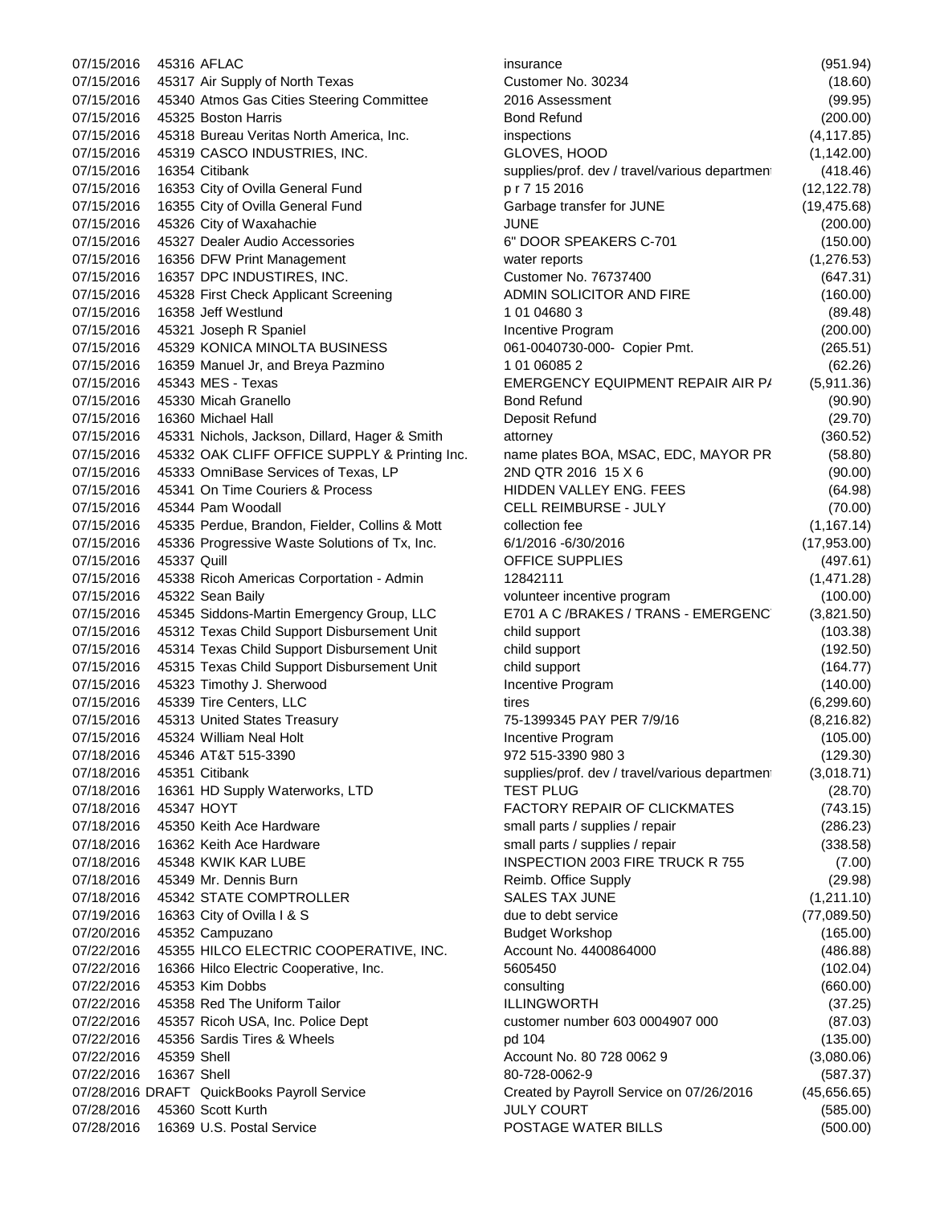| | | | | |
|---|---|---|---|---|
| 07/15/2016 | 45316 | AFLAC | insurance | (951.94) |
| 07/15/2016 | 45317 | Air Supply of North Texas | Customer No. 30234 | (18.60) |
| 07/15/2016 | 45340 | Atmos Gas Cities Steering Committee | 2016 Assessment | (99.95) |
| 07/15/2016 | 45325 | Boston Harris | Bond Refund | (200.00) |
| 07/15/2016 | 45318 | Bureau Veritas North America, Inc. | inspections | (4,117.85) |
| 07/15/2016 | 45319 | CASCO INDUSTRIES, INC. | GLOVES, HOOD | (1,142.00) |
| 07/15/2016 | 16354 | Citibank | supplies/prof. dev / travel/various departmen | (418.46) |
| 07/15/2016 | 16353 | City of Ovilla General Fund | p r 7 15 2016 | (12,122.78) |
| 07/15/2016 | 16355 | City of Ovilla General Fund | Garbage transfer for JUNE | (19,475.68) |
| 07/15/2016 | 45326 | City of Waxahachie | JUNE | (200.00) |
| 07/15/2016 | 45327 | Dealer Audio Accessories | 6" DOOR SPEAKERS C-701 | (150.00) |
| 07/15/2016 | 16356 | DFW Print Management | water reports | (1,276.53) |
| 07/15/2016 | 16357 | DPC INDUSTIRES, INC. | Customer No. 76737400 | (647.31) |
| 07/15/2016 | 45328 | First Check Applicant Screening | ADMIN SOLICITOR AND FIRE | (160.00) |
| 07/15/2016 | 16358 | Jeff Westlund | 1 01 04680 3 | (89.48) |
| 07/15/2016 | 45321 | Joseph R Spaniel | Incentive Program | (200.00) |
| 07/15/2016 | 45329 | KONICA MINOLTA BUSINESS | 061-0040730-000- Copier Pmt. | (265.51) |
| 07/15/2016 | 16359 | Manuel Jr, and Breya Pazmino | 1 01 06085 2 | (62.26) |
| 07/15/2016 | 45343 | MES - Texas | EMERGENCY EQUIPMENT REPAIR AIR P/ | (5,911.36) |
| 07/15/2016 | 45330 | Micah Granello | Bond Refund | (90.90) |
| 07/15/2016 | 16360 | Michael Hall | Deposit Refund | (29.70) |
| 07/15/2016 | 45331 | Nichols, Jackson, Dillard, Hager & Smith | attorney | (360.52) |
| 07/15/2016 | 45332 | OAK CLIFF OFFICE SUPPLY & Printing Inc. | name plates BOA, MSAC, EDC, MAYOR PR | (58.80) |
| 07/15/2016 | 45333 | OmniBase Services of Texas, LP | 2ND QTR 2016 15 X 6 | (90.00) |
| 07/15/2016 | 45341 | On Time Couriers & Process | HIDDEN VALLEY ENG. FEES | (64.98) |
| 07/15/2016 | 45344 | Pam Woodall | CELL REIMBURSE - JULY | (70.00) |
| 07/15/2016 | 45335 | Perdue, Brandon, Fielder, Collins & Mott | collection fee | (1,167.14) |
| 07/15/2016 | 45336 | Progressive Waste Solutions of Tx, Inc. | 6/1/2016 -6/30/2016 | (17,953.00) |
| 07/15/2016 | 45337 | Quill | OFFICE SUPPLIES | (497.61) |
| 07/15/2016 | 45338 | Ricoh Americas Corportation - Admin | 12842111 | (1,471.28) |
| 07/15/2016 | 45322 | Sean Baily | volunteer incentive program | (100.00) |
| 07/15/2016 | 45345 | Siddons-Martin Emergency Group, LLC | E701 A C /BRAKES / TRANS - EMERGENC | (3,821.50) |
| 07/15/2016 | 45312 | Texas Child Support Disbursement Unit | child support | (103.38) |
| 07/15/2016 | 45314 | Texas Child Support Disbursement Unit | child support | (192.50) |
| 07/15/2016 | 45315 | Texas Child Support Disbursement Unit | child support | (164.77) |
| 07/15/2016 | 45323 | Timothy J. Sherwood | Incentive Program | (140.00) |
| 07/15/2016 | 45339 | Tire Centers, LLC | tires | (6,299.60) |
| 07/15/2016 | 45313 | United States Treasury | 75-1399345 PAY PER 7/9/16 | (8,216.82) |
| 07/15/2016 | 45324 | William Neal Holt | Incentive Program | (105.00) |
| 07/18/2016 | 45346 | AT&T 515-3390 | 972 515-3390 980 3 | (129.30) |
| 07/18/2016 | 45351 | Citibank | supplies/prof. dev / travel/various departmen | (3,018.71) |
| 07/18/2016 | 16361 | HD Supply Waterworks, LTD | TEST PLUG | (28.70) |
| 07/18/2016 | 45347 | HOYT | FACTORY REPAIR OF CLICKMATES | (743.15) |
| 07/18/2016 | 45350 | Keith Ace Hardware | small parts / supplies / repair | (286.23) |
| 07/18/2016 | 16362 | Keith Ace Hardware | small parts / supplies / repair | (338.58) |
| 07/18/2016 | 45348 | KWIK KAR LUBE | INSPECTION 2003 FIRE TRUCK R 755 | (7.00) |
| 07/18/2016 | 45349 | Mr. Dennis Burn | Reimb. Office Supply | (29.98) |
| 07/18/2016 | 45342 | STATE COMPTROLLER | SALES TAX JUNE | (1,211.10) |
| 07/19/2016 | 16363 | City of Ovilla I & S | due to debt service | (77,089.50) |
| 07/20/2016 | 45352 | Campuzano | Budget Workshop | (165.00) |
| 07/22/2016 | 45355 | HILCO ELECTRIC COOPERATIVE, INC. | Account No. 4400864000 | (486.88) |
| 07/22/2016 | 16366 | Hilco Electric Cooperative, Inc. | 5605450 | (102.04) |
| 07/22/2016 | 45353 | Kim Dobbs | consulting | (660.00) |
| 07/22/2016 | 45358 | Red The Uniform Tailor | ILLINGWORTH | (37.25) |
| 07/22/2016 | 45357 | Ricoh USA, Inc. Police Dept | customer number 603 0004907 000 | (87.03) |
| 07/22/2016 | 45356 | Sardis Tires & Wheels | pd 104 | (135.00) |
| 07/22/2016 | 45359 | Shell | Account No. 80 728 0062 9 | (3,080.06) |
| 07/22/2016 | 16367 | Shell | 80-728-0062-9 | (587.37) |
| 07/28/2016 | DRAFT | QuickBooks Payroll Service | Created by Payroll Service on 07/26/2016 | (45,656.65) |
| 07/28/2016 | 45360 | Scott Kurth | JULY COURT | (585.00) |
| 07/28/2016 | 16369 | U.S. Postal Service | POSTAGE WATER BILLS | (500.00) |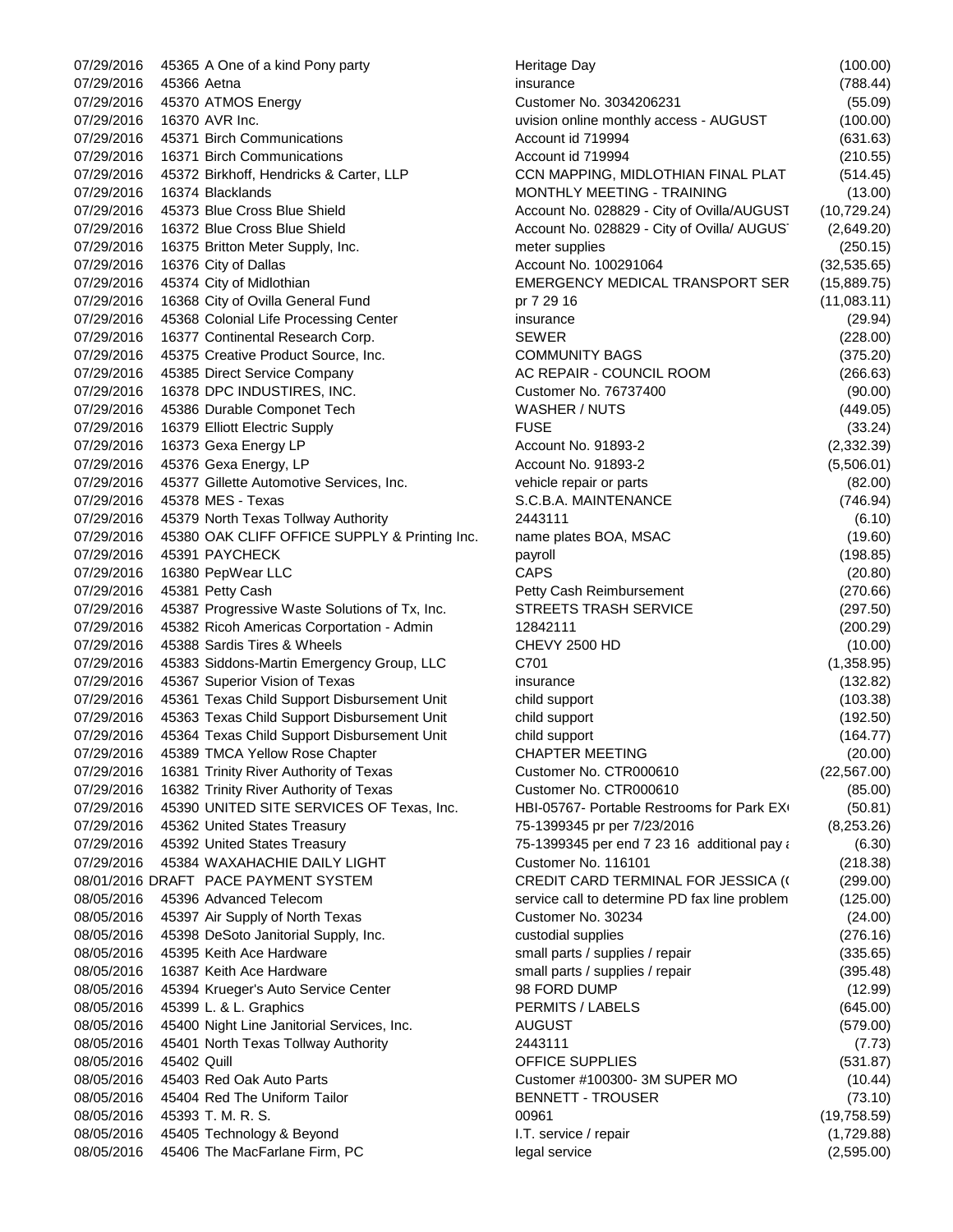| Date | Check No. | Vendor | Description | Amount |
|---|---|---|---|---|
| 07/29/2016 | 45365 | A One of a kind Pony party | Heritage Day | (100.00) |
| 07/29/2016 | 45366 | Aetna | insurance | (788.44) |
| 07/29/2016 | 45370 | ATMOS Energy | Customer No. 3034206231 | (55.09) |
| 07/29/2016 | 16370 | AVR Inc. | uvision online monthly access - AUGUST | (100.00) |
| 07/29/2016 | 45371 | Birch Communications | Account id 719994 | (631.63) |
| 07/29/2016 | 16371 | Birch Communications | Account id 719994 | (210.55) |
| 07/29/2016 | 45372 | Birkhoff, Hendricks & Carter, LLP | CCN MAPPING, MIDLOTHIAN FINAL PLAT | (514.45) |
| 07/29/2016 | 16374 | Blacklands | MONTHLY MEETING - TRAINING | (13.00) |
| 07/29/2016 | 45373 | Blue Cross Blue Shield | Account No. 028829 - City of Ovilla/AUGUST | (10,729.24) |
| 07/29/2016 | 16372 | Blue Cross Blue Shield | Account No. 028829 - City of Ovilla/ AUGUS | (2,649.20) |
| 07/29/2016 | 16375 | Britton Meter Supply, Inc. | meter supplies | (250.15) |
| 07/29/2016 | 16376 | City of Dallas | Account No. 100291064 | (32,535.65) |
| 07/29/2016 | 45374 | City of Midlothian | EMERGENCY MEDICAL TRANSPORT SER | (15,889.75) |
| 07/29/2016 | 16368 | City of Ovilla General Fund | pr 7 29 16 | (11,083.11) |
| 07/29/2016 | 45368 | Colonial Life Processing Center | insurance | (29.94) |
| 07/29/2016 | 16377 | Continental Research Corp. | SEWER | (228.00) |
| 07/29/2016 | 45375 | Creative Product Source, Inc. | COMMUNITY BAGS | (375.20) |
| 07/29/2016 | 45385 | Direct Service Company | AC REPAIR - COUNCIL ROOM | (266.63) |
| 07/29/2016 | 16378 | DPC INDUSTIRES, INC. | Customer No. 76737400 | (90.00) |
| 07/29/2016 | 45386 | Durable Componet Tech | WASHER / NUTS | (449.05) |
| 07/29/2016 | 16379 | Elliott Electric Supply | FUSE | (33.24) |
| 07/29/2016 | 16373 | Gexa Energy LP | Account No. 91893-2 | (2,332.39) |
| 07/29/2016 | 45376 | Gexa Energy, LP | Account No. 91893-2 | (5,506.01) |
| 07/29/2016 | 45377 | Gillette Automotive Services, Inc. | vehicle repair or parts | (82.00) |
| 07/29/2016 | 45378 | MES - Texas | S.C.B.A. MAINTENANCE | (746.94) |
| 07/29/2016 | 45379 | North Texas Tollway Authority | 2443111 | (6.10) |
| 07/29/2016 | 45380 | OAK CLIFF OFFICE SUPPLY & Printing Inc. | name plates BOA, MSAC | (19.60) |
| 07/29/2016 | 45391 | PAYCHECK | payroll | (198.85) |
| 07/29/2016 | 16380 | PepWear LLC | CAPS | (20.80) |
| 07/29/2016 | 45381 | Petty Cash | Petty Cash Reimbursement | (270.66) |
| 07/29/2016 | 45387 | Progressive Waste Solutions of Tx, Inc. | STREETS TRASH SERVICE | (297.50) |
| 07/29/2016 | 45382 | Ricoh Americas Corportation - Admin | 12842111 | (200.29) |
| 07/29/2016 | 45388 | Sardis Tires & Wheels | CHEVY 2500 HD | (10.00) |
| 07/29/2016 | 45383 | Siddons-Martin Emergency Group, LLC | C701 | (1,358.95) |
| 07/29/2016 | 45367 | Superior Vision of Texas | insurance | (132.82) |
| 07/29/2016 | 45361 | Texas Child Support Disbursement Unit | child support | (103.38) |
| 07/29/2016 | 45363 | Texas Child Support Disbursement Unit | child support | (192.50) |
| 07/29/2016 | 45364 | Texas Child Support Disbursement Unit | child support | (164.77) |
| 07/29/2016 | 45389 | TMCA Yellow Rose Chapter | CHAPTER MEETING | (20.00) |
| 07/29/2016 | 16381 | Trinity River Authority of Texas | Customer No. CTR000610 | (22,567.00) |
| 07/29/2016 | 16382 | Trinity River Authority of Texas | Customer No. CTR000610 | (85.00) |
| 07/29/2016 | 45390 | UNITED SITE SERVICES OF Texas, Inc. | HBI-05767- Portable Restrooms for Park EX | (50.81) |
| 07/29/2016 | 45362 | United States Treasury | 75-1399345 pr per 7/23/2016 | (8,253.26) |
| 07/29/2016 | 45392 | United States Treasury | 75-1399345 per end 7 23 16 additional pay a | (6.30) |
| 07/29/2016 | 45384 | WAXAHACHIE DAILY LIGHT | Customer No. 116101 | (218.38) |
| 08/01/2016 | DRAFT | PACE PAYMENT SYSTEM | CREDIT CARD TERMINAL FOR JESSICA ( | (299.00) |
| 08/05/2016 | 45396 | Advanced Telecom | service call to determine PD fax line problem | (125.00) |
| 08/05/2016 | 45397 | Air Supply of North Texas | Customer No. 30234 | (24.00) |
| 08/05/2016 | 45398 | DeSoto Janitorial Supply, Inc. | custodial supplies | (276.16) |
| 08/05/2016 | 45395 | Keith Ace Hardware | small parts / supplies / repair | (335.65) |
| 08/05/2016 | 16387 | Keith Ace Hardware | small parts / supplies / repair | (395.48) |
| 08/05/2016 | 45394 | Krueger's Auto Service Center | 98 FORD DUMP | (12.99) |
| 08/05/2016 | 45399 | L. & L. Graphics | PERMITS / LABELS | (645.00) |
| 08/05/2016 | 45400 | Night Line Janitorial Services, Inc. | AUGUST | (579.00) |
| 08/05/2016 | 45401 | North Texas Tollway Authority | 2443111 | (7.73) |
| 08/05/2016 | 45402 | Quill | OFFICE SUPPLIES | (531.87) |
| 08/05/2016 | 45403 | Red Oak Auto Parts | Customer #100300- 3M SUPER MO | (10.44) |
| 08/05/2016 | 45404 | Red The Uniform Tailor | BENNETT - TROUSER | (73.10) |
| 08/05/2016 | 45393 | T. M. R. S. | 00961 | (19,758.59) |
| 08/05/2016 | 45405 | Technology & Beyond | I.T. service / repair | (1,729.88) |
| 08/05/2016 | 45406 | The MacFarlane Firm, PC | legal service | (2,595.00) |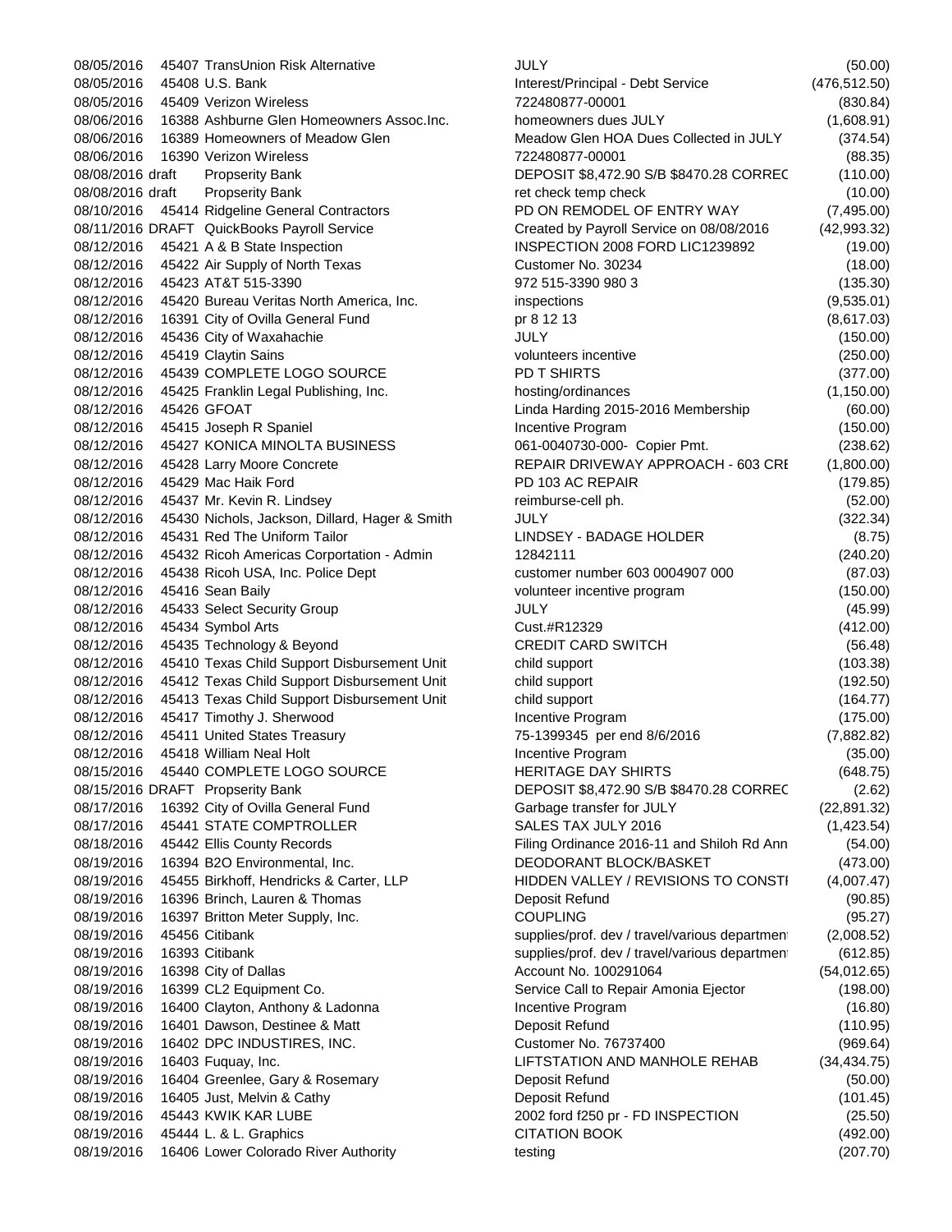| | | | | |
|---|---|---|---|---|
| 08/05/2016 | 45407 | TransUnion Risk Alternative | JULY | (50.00) |
| 08/05/2016 | 45408 | U.S. Bank | Interest/Principal - Debt Service | (476,512.50) |
| 08/05/2016 | 45409 | Verizon Wireless | 722480877-00001 | (830.84) |
| 08/06/2016 | 16388 | Ashburne Glen Homeowners Assoc.Inc. | homeowners dues JULY | (1,608.91) |
| 08/06/2016 | 16389 | Homeowners of Meadow Glen | Meadow Glen HOA Dues Collected in JULY | (374.54) |
| 08/06/2016 | 16390 | Verizon Wireless | 722480877-00001 | (88.35) |
| 08/08/2016 | draft | Propserity Bank | DEPOSIT $8,472.90 S/B $8470.28 CORREC | (110.00) |
| 08/08/2016 | draft | Propserity Bank | ret check temp check | (10.00) |
| 08/10/2016 | 45414 | Ridgeline General Contractors | PD ON REMODEL OF ENTRY WAY | (7,495.00) |
| 08/11/2016 | DRAFT | QuickBooks Payroll Service | Created by Payroll Service on 08/08/2016 | (42,993.32) |
| 08/12/2016 | 45421 | A & B State Inspection | INSPECTION 2008 FORD LIC1239892 | (19.00) |
| 08/12/2016 | 45422 | Air Supply of North Texas | Customer No. 30234 | (18.00) |
| 08/12/2016 | 45423 | AT&T 515-3390 | 972 515-3390 980 3 | (135.30) |
| 08/12/2016 | 45420 | Bureau Veritas North America, Inc. | inspections | (9,535.01) |
| 08/12/2016 | 16391 | City of Ovilla General Fund | pr 8 12 13 | (8,617.03) |
| 08/12/2016 | 45436 | City of Waxahachie | JULY | (150.00) |
| 08/12/2016 | 45419 | Claytin Sains | volunteers incentive | (250.00) |
| 08/12/2016 | 45439 | COMPLETE LOGO SOURCE | PD T SHIRTS | (377.00) |
| 08/12/2016 | 45425 | Franklin Legal Publishing, Inc. | hosting/ordinances | (1,150.00) |
| 08/12/2016 | 45426 | GFOAT | Linda Harding 2015-2016 Membership | (60.00) |
| 08/12/2016 | 45415 | Joseph R Spaniel | Incentive Program | (150.00) |
| 08/12/2016 | 45427 | KONICA MINOLTA BUSINESS | 061-0040730-000- Copier Pmt. | (238.62) |
| 08/12/2016 | 45428 | Larry Moore Concrete | REPAIR DRIVEWAY APPROACH - 603 CRE | (1,800.00) |
| 08/12/2016 | 45429 | Mac Haik Ford | PD 103 AC REPAIR | (179.85) |
| 08/12/2016 | 45437 | Mr. Kevin R. Lindsey | reimburse-cell ph. | (52.00) |
| 08/12/2016 | 45430 | Nichols, Jackson, Dillard, Hager & Smith | JULY | (322.34) |
| 08/12/2016 | 45431 | Red The Uniform Tailor | LINDSEY - BADAGE HOLDER | (8.75) |
| 08/12/2016 | 45432 | Ricoh Americas Corportation - Admin | 12842111 | (240.20) |
| 08/12/2016 | 45438 | Ricoh USA, Inc. Police Dept | customer number 603 0004907 000 | (87.03) |
| 08/12/2016 | 45416 | Sean Baily | volunteer incentive program | (150.00) |
| 08/12/2016 | 45433 | Select Security Group | JULY | (45.99) |
| 08/12/2016 | 45434 | Symbol Arts | Cust.#R12329 | (412.00) |
| 08/12/2016 | 45435 | Technology & Beyond | CREDIT CARD SWITCH | (56.48) |
| 08/12/2016 | 45410 | Texas Child Support Disbursement Unit | child support | (103.38) |
| 08/12/2016 | 45412 | Texas Child Support Disbursement Unit | child support | (192.50) |
| 08/12/2016 | 45413 | Texas Child Support Disbursement Unit | child support | (164.77) |
| 08/12/2016 | 45417 | Timothy J. Sherwood | Incentive Program | (175.00) |
| 08/12/2016 | 45411 | United States Treasury | 75-1399345 per end 8/6/2016 | (7,882.82) |
| 08/12/2016 | 45418 | William Neal Holt | Incentive Program | (35.00) |
| 08/15/2016 | 45440 | COMPLETE LOGO SOURCE | HERITAGE DAY SHIRTS | (648.75) |
| 08/15/2016 | DRAFT | Propserity Bank | DEPOSIT $8,472.90 S/B $8470.28 CORREC | (2.62) |
| 08/17/2016 | 16392 | City of Ovilla General Fund | Garbage transfer for JULY | (22,891.32) |
| 08/17/2016 | 45441 | STATE COMPTROLLER | SALES TAX JULY 2016 | (1,423.54) |
| 08/18/2016 | 45442 | Ellis County Records | Filing Ordinance 2016-11 and Shiloh Rd Ann | (54.00) |
| 08/19/2016 | 16394 | B2O Environmental, Inc. | DEODORANT BLOCK/BASKET | (473.00) |
| 08/19/2016 | 45455 | Birkhoff, Hendricks & Carter, LLP | HIDDEN VALLEY / REVISIONS TO CONSTI | (4,007.47) |
| 08/19/2016 | 16396 | Brinch, Lauren & Thomas | Deposit Refund | (90.85) |
| 08/19/2016 | 16397 | Britton Meter Supply, Inc. | COUPLING | (95.27) |
| 08/19/2016 | 45456 | Citibank | supplies/prof. dev / travel/various departmen | (2,008.52) |
| 08/19/2016 | 16393 | Citibank | supplies/prof. dev / travel/various departmen | (612.85) |
| 08/19/2016 | 16398 | City of Dallas | Account No. 100291064 | (54,012.65) |
| 08/19/2016 | 16399 | CL2 Equipment Co. | Service Call to Repair Amonia Ejector | (198.00) |
| 08/19/2016 | 16400 | Clayton, Anthony & Ladonna | Incentive Program | (16.80) |
| 08/19/2016 | 16401 | Dawson, Destinee & Matt | Deposit Refund | (110.95) |
| 08/19/2016 | 16402 | DPC INDUSTIRES, INC. | Customer No. 76737400 | (969.64) |
| 08/19/2016 | 16403 | Fuquay, Inc. | LIFTSTATION AND MANHOLE REHAB | (34,434.75) |
| 08/19/2016 | 16404 | Greenlee, Gary & Rosemary | Deposit Refund | (50.00) |
| 08/19/2016 | 16405 | Just, Melvin & Cathy | Deposit Refund | (101.45) |
| 08/19/2016 | 45443 | KWIK KAR LUBE | 2002 ford f250 pr - FD INSPECTION | (25.50) |
| 08/19/2016 | 45444 | L. & L. Graphics | CITATION BOOK | (492.00) |
| 08/19/2016 | 16406 | Lower Colorado River Authority | testing | (207.70) |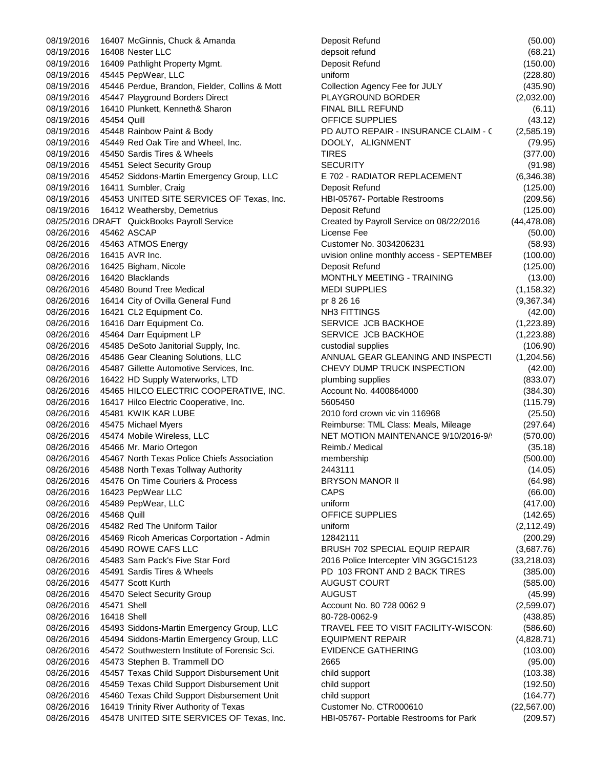| Date | Num | Name | Memo | Amount |
|---|---|---|---|---|
| 08/19/2016 | 16407 | McGinnis, Chuck & Amanda | Deposit Refund | (50.00) |
| 08/19/2016 | 16408 | Nester LLC | depsoit refund | (68.21) |
| 08/19/2016 | 16409 | Pathlight Property Mgmt. | Deposit Refund | (150.00) |
| 08/19/2016 | 45445 | PepWear, LLC | uniform | (228.80) |
| 08/19/2016 | 45446 | Perdue, Brandon, Fielder, Collins & Mott | Collection Agency Fee for JULY | (435.90) |
| 08/19/2016 | 45447 | Playground Borders Direct | PLAYGROUND BORDER | (2,032.00) |
| 08/19/2016 | 16410 | Plunkett, Kenneth& Sharon | FINAL BILL REFUND | (6.11) |
| 08/19/2016 | 45454 | Quill | OFFICE SUPPLIES | (43.12) |
| 08/19/2016 | 45448 | Rainbow Paint & Body | PD AUTO REPAIR - INSURANCE CLAIM - ( | (2,585.19) |
| 08/19/2016 | 45449 | Red Oak Tire and Wheel, Inc. | DOOLY, ALIGNMENT | (79.95) |
| 08/19/2016 | 45450 | Sardis Tires & Wheels | TIRES | (377.00) |
| 08/19/2016 | 45451 | Select Security Group | SECURITY | (91.98) |
| 08/19/2016 | 45452 | Siddons-Martin Emergency Group, LLC | E 702 - RADIATOR REPLACEMENT | (6,346.38) |
| 08/19/2016 | 16411 | Sumbler, Craig | Deposit Refund | (125.00) |
| 08/19/2016 | 45453 | UNITED SITE SERVICES OF Texas, Inc. | HBI-05767- Portable Restrooms | (209.56) |
| 08/19/2016 | 16412 | Weathersby, Demetrius | Deposit Refund | (125.00) |
| 08/25/2016 | DRAFT | QuickBooks Payroll Service | Created by Payroll Service on 08/22/2016 | (44,478.08) |
| 08/26/2016 | 45462 | ASCAP | License Fee | (50.00) |
| 08/26/2016 | 45463 | ATMOS Energy | Customer No. 3034206231 | (58.93) |
| 08/26/2016 | 16415 | AVR Inc. | uvision online monthly access - SEPTEMBEI | (100.00) |
| 08/26/2016 | 16425 | Bigham, Nicole | Deposit Refund | (125.00) |
| 08/26/2016 | 16420 | Blacklands | MONTHLY MEETING - TRAINING | (13.00) |
| 08/26/2016 | 45480 | Bound Tree Medical | MEDI SUPPLIES | (1,158.32) |
| 08/26/2016 | 16414 | City of Ovilla General Fund | pr 8 26 16 | (9,367.34) |
| 08/26/2016 | 16421 | CL2 Equipment Co. | NH3 FITTINGS | (42.00) |
| 08/26/2016 | 16416 | Darr Equipment Co. | SERVICE JCB BACKHOE | (1,223.89) |
| 08/26/2016 | 45464 | Darr Equipment LP | SERVICE JCB BACKHOE | (1,223.88) |
| 08/26/2016 | 45485 | DeSoto Janitorial Supply, Inc. | custodial supplies | (106.90) |
| 08/26/2016 | 45486 | Gear Cleaning Solutions, LLC | ANNUAL GEAR GLEANING AND INSPECTI | (1,204.56) |
| 08/26/2016 | 45487 | Gillette Automotive Services, Inc. | CHEVY DUMP TRUCK INSPECTION | (42.00) |
| 08/26/2016 | 16422 | HD Supply Waterworks, LTD | plumbing supplies | (833.07) |
| 08/26/2016 | 45465 | HILCO ELECTRIC COOPERATIVE, INC. | Account No. 4400864000 | (384.30) |
| 08/26/2016 | 16417 | Hilco Electric Cooperative, Inc. | 5605450 | (115.79) |
| 08/26/2016 | 45481 | KWIK KAR LUBE | 2010 ford crown vic vin 116968 | (25.50) |
| 08/26/2016 | 45475 | Michael Myers | Reimburse: TML Class: Meals, Mileage | (297.64) |
| 08/26/2016 | 45474 | Mobile Wireless, LLC | NET MOTION MAINTENANCE 9/10/2016-9/ | (570.00) |
| 08/26/2016 | 45466 | Mr. Mario Ortegon | Reimb./ Medical | (35.18) |
| 08/26/2016 | 45467 | North Texas Police Chiefs Association | membership | (500.00) |
| 08/26/2016 | 45488 | North Texas Tollway Authority | 2443111 | (14.05) |
| 08/26/2016 | 45476 | On Time Couriers & Process | BRYSON MANOR II | (64.98) |
| 08/26/2016 | 16423 | PepWear LLC | CAPS | (66.00) |
| 08/26/2016 | 45489 | PepWear, LLC | uniform | (417.00) |
| 08/26/2016 | 45468 | Quill | OFFICE SUPPLIES | (142.65) |
| 08/26/2016 | 45482 | Red The Uniform Tailor | uniform | (2,112.49) |
| 08/26/2016 | 45469 | Ricoh Americas Corportation - Admin | 12842111 | (200.29) |
| 08/26/2016 | 45490 | ROWE CAFS LLC | BRUSH 702 SPECIAL EQUIP REPAIR | (3,687.76) |
| 08/26/2016 | 45483 | Sam Pack's Five Star Ford | 2016 Police Intercepter VIN 3GGC15123 | (33,218.03) |
| 08/26/2016 | 45491 | Sardis Tires & Wheels | PD 103 FRONT AND 2 BACK TIRES | (385.00) |
| 08/26/2016 | 45477 | Scott Kurth | AUGUST COURT | (585.00) |
| 08/26/2016 | 45470 | Select Security Group | AUGUST | (45.99) |
| 08/26/2016 | 45471 | Shell | Account No. 80 728 0062 9 | (2,599.07) |
| 08/26/2016 | 16418 | Shell | 80-728-0062-9 | (438.85) |
| 08/26/2016 | 45493 | Siddons-Martin Emergency Group, LLC | TRAVEL FEE TO VISIT FACILITY-WISCON | (586.60) |
| 08/26/2016 | 45494 | Siddons-Martin Emergency Group, LLC | EQUIPMENT REPAIR | (4,828.71) |
| 08/26/2016 | 45472 | Southwestern Institute of Forensic Sci. | EVIDENCE GATHERING | (103.00) |
| 08/26/2016 | 45473 | Stephen B. Trammell DO | 2665 | (95.00) |
| 08/26/2016 | 45457 | Texas Child Support Disbursement Unit | child support | (103.38) |
| 08/26/2016 | 45459 | Texas Child Support Disbursement Unit | child support | (192.50) |
| 08/26/2016 | 45460 | Texas Child Support Disbursement Unit | child support | (164.77) |
| 08/26/2016 | 16419 | Trinity River Authority of Texas | Customer No. CTR000610 | (22,567.00) |
| 08/26/2016 | 45478 | UNITED SITE SERVICES OF Texas, Inc. | HBI-05767- Portable Restrooms for Park | (209.57) |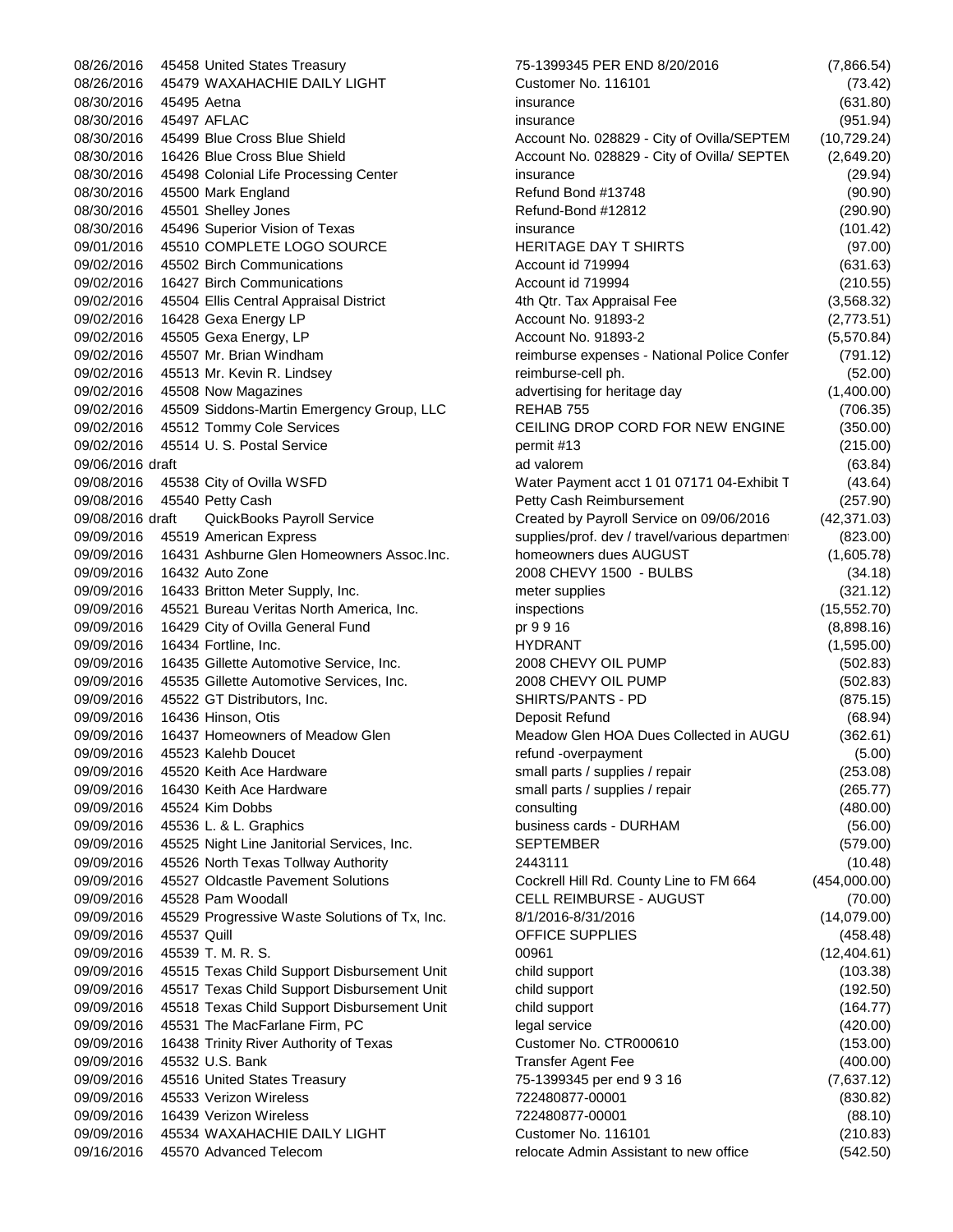| Date | Num | Name | Memo | Amount |
|---|---|---|---|---|
| 08/26/2016 | 45458 | United States Treasury | 75-1399345 PER END 8/20/2016 | (7,866.54) |
| 08/26/2016 | 45479 | WAXAHACHIE DAILY LIGHT | Customer No. 116101 | (73.42) |
| 08/30/2016 | 45495 | Aetna | insurance | (631.80) |
| 08/30/2016 | 45497 | AFLAC | insurance | (951.94) |
| 08/30/2016 | 45499 | Blue Cross Blue Shield | Account No. 028829 - City of Ovilla/SEPTEM | (10,729.24) |
| 08/30/2016 | 16426 | Blue Cross Blue Shield | Account No. 028829 - City of Ovilla/ SEPTEN | (2,649.20) |
| 08/30/2016 | 45498 | Colonial Life Processing Center | insurance | (29.94) |
| 08/30/2016 | 45500 | Mark England | Refund Bond #13748 | (90.90) |
| 08/30/2016 | 45501 | Shelley Jones | Refund-Bond #12812 | (290.90) |
| 08/30/2016 | 45496 | Superior Vision of Texas | insurance | (101.42) |
| 09/01/2016 | 45510 | COMPLETE LOGO SOURCE | HERITAGE DAY T SHIRTS | (97.00) |
| 09/02/2016 | 45502 | Birch Communications | Account id 719994 | (631.63) |
| 09/02/2016 | 16427 | Birch Communications | Account id 719994 | (210.55) |
| 09/02/2016 | 45504 | Ellis Central Appraisal District | 4th Qtr. Tax Appraisal Fee | (3,568.32) |
| 09/02/2016 | 16428 | Gexa Energy LP | Account No. 91893-2 | (2,773.51) |
| 09/02/2016 | 45505 | Gexa Energy, LP | Account No. 91893-2 | (5,570.84) |
| 09/02/2016 | 45507 | Mr. Brian Windham | reimburse expenses - National Police Confer | (791.12) |
| 09/02/2016 | 45513 | Mr. Kevin R. Lindsey | reimburse-cell ph. | (52.00) |
| 09/02/2016 | 45508 | Now Magazines | advertising for heritage day | (1,400.00) |
| 09/02/2016 | 45509 | Siddons-Martin Emergency Group, LLC | REHAB 755 | (706.35) |
| 09/02/2016 | 45512 | Tommy Cole Services | CEILING DROP CORD FOR NEW ENGINE | (350.00) |
| 09/02/2016 | 45514 | U. S. Postal Service | permit #13 | (215.00) |
| 09/06/2016 | draft | | ad valorem | (63.84) |
| 09/08/2016 | 45538 | City of Ovilla WSFD | Water Payment acct 1 01 07171 04-Exhibit T | (43.64) |
| 09/08/2016 | 45540 | Petty Cash | Petty Cash Reimbursement | (257.90) |
| 09/08/2016 | draft | QuickBooks Payroll Service | Created by Payroll Service on 09/06/2016 | (42,371.03) |
| 09/09/2016 | 45519 | American Express | supplies/prof. dev / travel/various departmen | (823.00) |
| 09/09/2016 | 16431 | Ashburne Glen Homeowners Assoc.Inc. | homeowners dues AUGUST | (1,605.78) |
| 09/09/2016 | 16432 | Auto Zone | 2008 CHEVY 1500 - BULBS | (34.18) |
| 09/09/2016 | 16433 | Britton Meter Supply, Inc. | meter supplies | (321.12) |
| 09/09/2016 | 45521 | Bureau Veritas North America, Inc. | inspections | (15,552.70) |
| 09/09/2016 | 16429 | City of Ovilla General Fund | pr 9 9 16 | (8,898.16) |
| 09/09/2016 | 16434 | Fortline, Inc. | HYDRANT | (1,595.00) |
| 09/09/2016 | 16435 | Gillette Automotive Service, Inc. | 2008 CHEVY OIL PUMP | (502.83) |
| 09/09/2016 | 45535 | Gillette Automotive Services, Inc. | 2008 CHEVY OIL PUMP | (502.83) |
| 09/09/2016 | 45522 | GT Distributors, Inc. | SHIRTS/PANTS - PD | (875.15) |
| 09/09/2016 | 16436 | Hinson, Otis | Deposit Refund | (68.94) |
| 09/09/2016 | 16437 | Homeowners of Meadow Glen | Meadow Glen HOA Dues Collected in AUGU | (362.61) |
| 09/09/2016 | 45523 | Kalehb Doucet | refund -overpayment | (5.00) |
| 09/09/2016 | 45520 | Keith Ace Hardware | small parts / supplies / repair | (253.08) |
| 09/09/2016 | 16430 | Keith Ace Hardware | small parts / supplies / repair | (265.77) |
| 09/09/2016 | 45524 | Kim Dobbs | consulting | (480.00) |
| 09/09/2016 | 45536 | L. & L. Graphics | business cards - DURHAM | (56.00) |
| 09/09/2016 | 45525 | Night Line Janitorial Services, Inc. | SEPTEMBER | (579.00) |
| 09/09/2016 | 45526 | North Texas Tollway Authority | 2443111 | (10.48) |
| 09/09/2016 | 45527 | Oldcastle Pavement Solutions | Cockrell Hill Rd. County Line to FM 664 | (454,000.00) |
| 09/09/2016 | 45528 | Pam Woodall | CELL REIMBURSE - AUGUST | (70.00) |
| 09/09/2016 | 45529 | Progressive Waste Solutions of Tx, Inc. | 8/1/2016-8/31/2016 | (14,079.00) |
| 09/09/2016 | 45537 | Quill | OFFICE SUPPLIES | (458.48) |
| 09/09/2016 | 45539 | T. M. R. S. | 00961 | (12,404.61) |
| 09/09/2016 | 45515 | Texas Child Support Disbursement Unit | child support | (103.38) |
| 09/09/2016 | 45517 | Texas Child Support Disbursement Unit | child support | (192.50) |
| 09/09/2016 | 45518 | Texas Child Support Disbursement Unit | child support | (164.77) |
| 09/09/2016 | 45531 | The MacFarlane Firm, PC | legal service | (420.00) |
| 09/09/2016 | 16438 | Trinity River Authority of Texas | Customer No. CTR000610 | (153.00) |
| 09/09/2016 | 45532 | U.S. Bank | Transfer Agent Fee | (400.00) |
| 09/09/2016 | 45516 | United States Treasury | 75-1399345 per end 9 3 16 | (7,637.12) |
| 09/09/2016 | 45533 | Verizon Wireless | 722480877-00001 | (830.82) |
| 09/09/2016 | 16439 | Verizon Wireless | 722480877-00001 | (88.10) |
| 09/09/2016 | 45534 | WAXAHACHIE DAILY LIGHT | Customer No. 116101 | (210.83) |
| 09/16/2016 | 45570 | Advanced Telecom | relocate Admin Assistant to new office | (542.50) |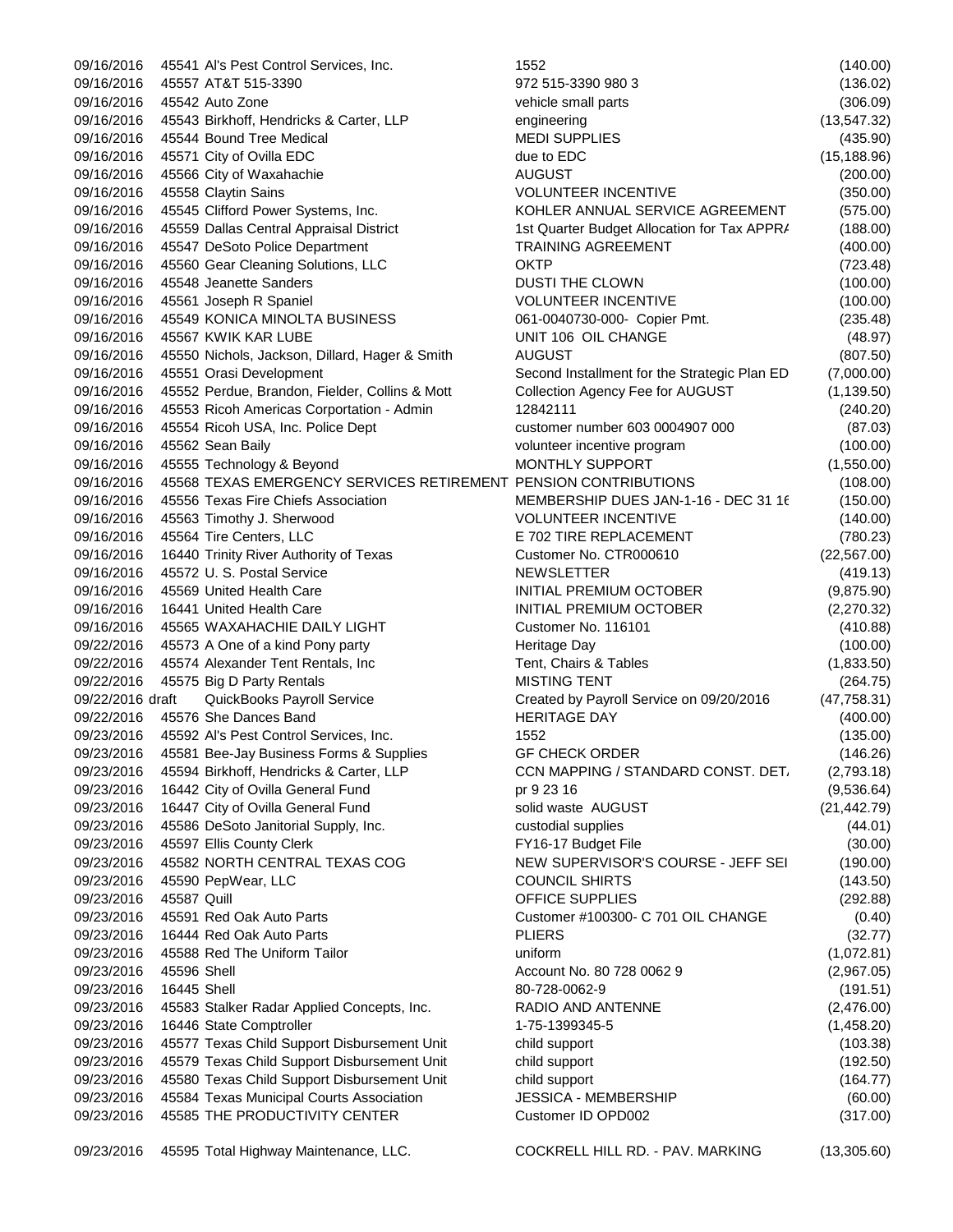| Date | Num | Name | Memo | Amount |
|---|---|---|---|---|
| 09/16/2016 | 45541 | Al's Pest Control Services, Inc. | 1552 | (140.00) |
| 09/16/2016 | 45557 | AT&T 515-3390 | 972 515-3390 980 3 | (136.02) |
| 09/16/2016 | 45542 | Auto Zone | vehicle small parts | (306.09) |
| 09/16/2016 | 45543 | Birkhoff, Hendricks & Carter, LLP | engineering | (13,547.32) |
| 09/16/2016 | 45544 | Bound Tree Medical | MEDI SUPPLIES | (435.90) |
| 09/16/2016 | 45571 | City of Ovilla EDC | due to EDC | (15,188.96) |
| 09/16/2016 | 45566 | City of Waxahachie | AUGUST | (200.00) |
| 09/16/2016 | 45558 | Claytin Sains | VOLUNTEER INCENTIVE | (350.00) |
| 09/16/2016 | 45545 | Clifford Power Systems, Inc. | KOHLER ANNUAL SERVICE AGREEMENT | (575.00) |
| 09/16/2016 | 45559 | Dallas Central Appraisal District | 1st Quarter Budget Allocation for Tax APPRA | (188.00) |
| 09/16/2016 | 45547 | DeSoto Police Department | TRAINING AGREEMENT | (400.00) |
| 09/16/2016 | 45560 | Gear Cleaning Solutions, LLC | OKTP | (723.48) |
| 09/16/2016 | 45548 | Jeanette Sanders | DUSTI THE CLOWN | (100.00) |
| 09/16/2016 | 45561 | Joseph R Spaniel | VOLUNTEER INCENTIVE | (100.00) |
| 09/16/2016 | 45549 | KONICA MINOLTA BUSINESS | 061-0040730-000- Copier Pmt. | (235.48) |
| 09/16/2016 | 45567 | KWIK KAR LUBE | UNIT 106 OIL CHANGE | (48.97) |
| 09/16/2016 | 45550 | Nichols, Jackson, Dillard, Hager & Smith | AUGUST | (807.50) |
| 09/16/2016 | 45551 | Orasi Development | Second Installment for the Strategic Plan ED | (7,000.00) |
| 09/16/2016 | 45552 | Perdue, Brandon, Fielder, Collins & Mott | Collection Agency Fee for AUGUST | (1,139.50) |
| 09/16/2016 | 45553 | Ricoh Americas Corportation - Admin | 12842111 | (240.20) |
| 09/16/2016 | 45554 | Ricoh USA, Inc. Police Dept | customer number 603 0004907 000 | (87.03) |
| 09/16/2016 | 45562 | Sean Baily | volunteer incentive program | (100.00) |
| 09/16/2016 | 45555 | Technology & Beyond | MONTHLY SUPPORT | (1,550.00) |
| 09/16/2016 | 45568 | TEXAS EMERGENCY SERVICES RETIREMENT | PENSION CONTRIBUTIONS | (108.00) |
| 09/16/2016 | 45556 | Texas Fire Chiefs Association | MEMBERSHIP DUES JAN-1-16 - DEC 31 16 | (150.00) |
| 09/16/2016 | 45563 | Timothy J. Sherwood | VOLUNTEER INCENTIVE | (140.00) |
| 09/16/2016 | 45564 | Tire Centers, LLC | E 702 TIRE REPLACEMENT | (780.23) |
| 09/16/2016 | 16440 | Trinity River Authority of Texas | Customer No. CTR000610 | (22,567.00) |
| 09/16/2016 | 45572 | U. S. Postal Service | NEWSLETTER | (419.13) |
| 09/16/2016 | 45569 | United Health Care | INITIAL PREMIUM OCTOBER | (9,875.90) |
| 09/16/2016 | 16441 | United Health Care | INITIAL PREMIUM OCTOBER | (2,270.32) |
| 09/16/2016 | 45565 | WAXAHACHIE DAILY LIGHT | Customer No. 116101 | (410.88) |
| 09/22/2016 | 45573 | A One of a kind Pony party | Heritage Day | (100.00) |
| 09/22/2016 | 45574 | Alexander Tent Rentals, Inc | Tent, Chairs & Tables | (1,833.50) |
| 09/22/2016 | 45575 | Big D Party Rentals | MISTING TENT | (264.75) |
| 09/22/2016 | draft | QuickBooks Payroll Service | Created by Payroll Service on 09/20/2016 | (47,758.31) |
| 09/22/2016 | 45576 | She Dances Band | HERITAGE DAY | (400.00) |
| 09/23/2016 | 45592 | Al's Pest Control Services, Inc. | 1552 | (135.00) |
| 09/23/2016 | 45581 | Bee-Jay Business Forms & Supplies | GF CHECK ORDER | (146.26) |
| 09/23/2016 | 45594 | Birkhoff, Hendricks & Carter, LLP | CCN MAPPING / STANDARD CONST. DET. | (2,793.18) |
| 09/23/2016 | 16442 | City of Ovilla General Fund | pr 9 23 16 | (9,536.64) |
| 09/23/2016 | 16447 | City of Ovilla General Fund | solid waste AUGUST | (21,442.79) |
| 09/23/2016 | 45586 | DeSoto Janitorial Supply, Inc. | custodial supplies | (44.01) |
| 09/23/2016 | 45597 | Ellis County Clerk | FY16-17 Budget File | (30.00) |
| 09/23/2016 | 45582 | NORTH CENTRAL TEXAS COG | NEW SUPERVISOR'S COURSE - JEFF SEI | (190.00) |
| 09/23/2016 | 45590 | PepWear, LLC | COUNCIL SHIRTS | (143.50) |
| 09/23/2016 | 45587 | Quill | OFFICE SUPPLIES | (292.88) |
| 09/23/2016 | 45591 | Red Oak Auto Parts | Customer #100300- C 701 OIL CHANGE | (0.40) |
| 09/23/2016 | 16444 | Red Oak Auto Parts | PLIERS | (32.77) |
| 09/23/2016 | 45588 | Red The Uniform Tailor | uniform | (1,072.81) |
| 09/23/2016 | 45596 | Shell | Account No. 80 728 0062 9 | (2,967.05) |
| 09/23/2016 | 16445 | Shell | 80-728-0062-9 | (191.51) |
| 09/23/2016 | 45583 | Stalker Radar Applied Concepts, Inc. | RADIO AND ANTENNE | (2,476.00) |
| 09/23/2016 | 16446 | State Comptroller | 1-75-1399345-5 | (1,458.20) |
| 09/23/2016 | 45577 | Texas Child Support Disbursement Unit | child support | (103.38) |
| 09/23/2016 | 45579 | Texas Child Support Disbursement Unit | child support | (192.50) |
| 09/23/2016 | 45580 | Texas Child Support Disbursement Unit | child support | (164.77) |
| 09/23/2016 | 45584 | Texas Municipal Courts Association | JESSICA - MEMBERSHIP | (60.00) |
| 09/23/2016 | 45585 | THE PRODUCTIVITY CENTER | Customer ID OPD002 | (317.00) |
| 09/23/2016 | 45595 | Total Highway Maintenance, LLC. | COCKRELL HILL RD. - PAV. MARKING | (13,305.60) |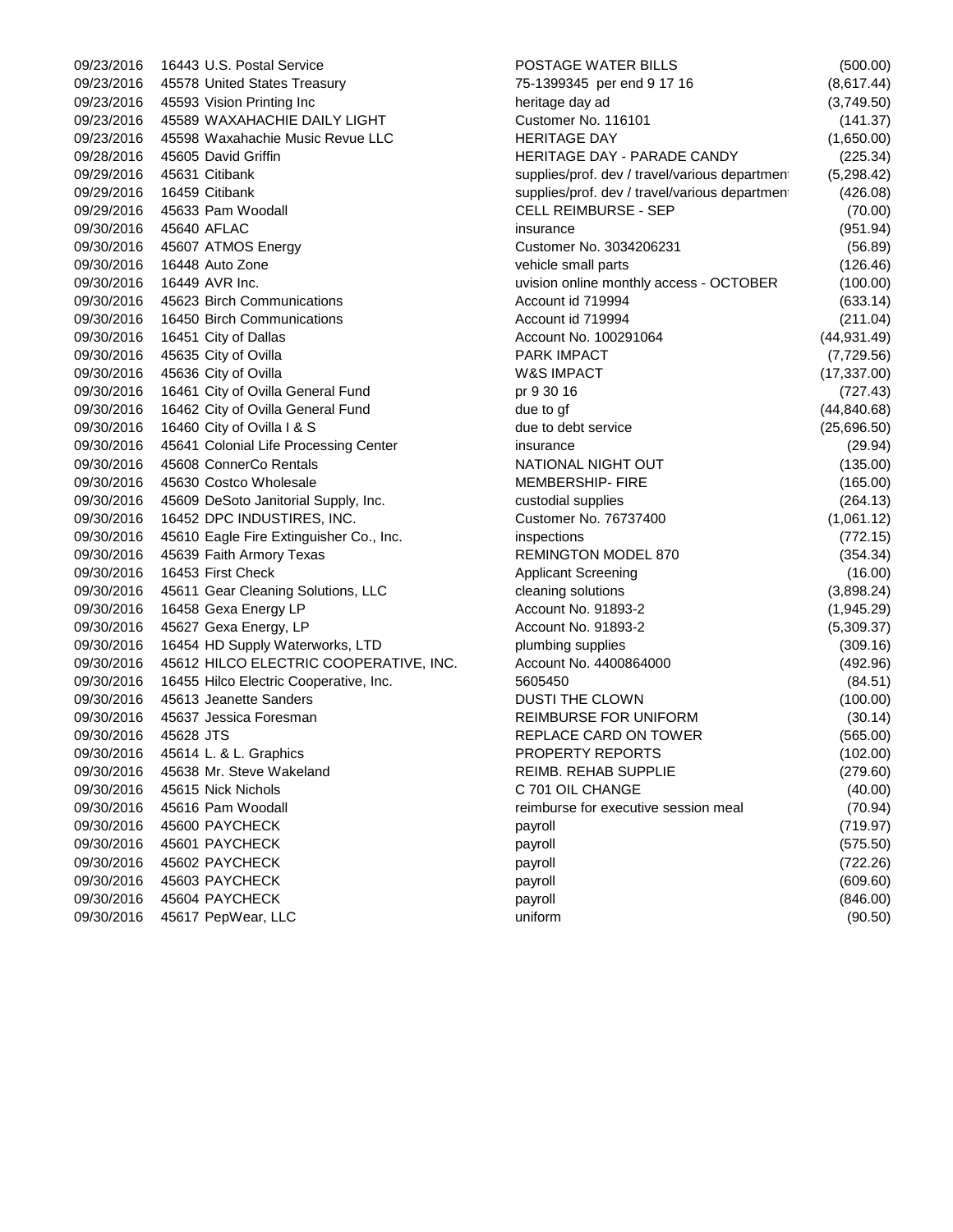| | | | | |
|---|---|---|---|---|
| 09/23/2016 | 16443 | U.S. Postal Service | POSTAGE WATER BILLS | (500.00) |
| 09/23/2016 | 45578 | United States Treasury | 75-1399345 per end 9 17 16 | (8,617.44) |
| 09/23/2016 | 45593 | Vision Printing Inc | heritage day ad | (3,749.50) |
| 09/23/2016 | 45589 | WAXAHACHIE DAILY LIGHT | Customer No. 116101 | (141.37) |
| 09/23/2016 | 45598 | Waxahachie Music Revue LLC | HERITAGE DAY | (1,650.00) |
| 09/28/2016 | 45605 | David Griffin | HERITAGE DAY - PARADE CANDY | (225.34) |
| 09/29/2016 | 45631 | Citibank | supplies/prof. dev / travel/various departmen | (5,298.42) |
| 09/29/2016 | 16459 | Citibank | supplies/prof. dev / travel/various departmen | (426.08) |
| 09/29/2016 | 45633 | Pam Woodall | CELL REIMBURSE - SEP | (70.00) |
| 09/30/2016 | 45640 | AFLAC | insurance | (951.94) |
| 09/30/2016 | 45607 | ATMOS Energy | Customer No. 3034206231 | (56.89) |
| 09/30/2016 | 16448 | Auto Zone | vehicle small parts | (126.46) |
| 09/30/2016 | 16449 | AVR Inc. | uvision online monthly access - OCTOBER | (100.00) |
| 09/30/2016 | 45623 | Birch Communications | Account id 719994 | (633.14) |
| 09/30/2016 | 16450 | Birch Communications | Account id 719994 | (211.04) |
| 09/30/2016 | 16451 | City of Dallas | Account No. 100291064 | (44,931.49) |
| 09/30/2016 | 45635 | City of Ovilla | PARK IMPACT | (7,729.56) |
| 09/30/2016 | 45636 | City of Ovilla | W&S IMPACT | (17,337.00) |
| 09/30/2016 | 16461 | City of Ovilla General Fund | pr 9 30 16 | (727.43) |
| 09/30/2016 | 16462 | City of Ovilla General Fund | due to gf | (44,840.68) |
| 09/30/2016 | 16460 | City of Ovilla I & S | due to debt service | (25,696.50) |
| 09/30/2016 | 45641 | Colonial Life Processing Center | insurance | (29.94) |
| 09/30/2016 | 45608 | ConnerCo Rentals | NATIONAL NIGHT OUT | (135.00) |
| 09/30/2016 | 45630 | Costco Wholesale | MEMBERSHIP- FIRE | (165.00) |
| 09/30/2016 | 45609 | DeSoto Janitorial Supply, Inc. | custodial supplies | (264.13) |
| 09/30/2016 | 16452 | DPC INDUSTIRES, INC. | Customer No. 76737400 | (1,061.12) |
| 09/30/2016 | 45610 | Eagle Fire Extinguisher Co., Inc. | inspections | (772.15) |
| 09/30/2016 | 45639 | Faith Armory Texas | REMINGTON MODEL 870 | (354.34) |
| 09/30/2016 | 16453 | First Check | Applicant Screening | (16.00) |
| 09/30/2016 | 45611 | Gear Cleaning Solutions, LLC | cleaning solutions | (3,898.24) |
| 09/30/2016 | 16458 | Gexa Energy LP | Account No. 91893-2 | (1,945.29) |
| 09/30/2016 | 45627 | Gexa Energy, LP | Account No. 91893-2 | (5,309.37) |
| 09/30/2016 | 16454 | HD Supply Waterworks, LTD | plumbing supplies | (309.16) |
| 09/30/2016 | 45612 | HILCO ELECTRIC COOPERATIVE, INC. | Account No. 4400864000 | (492.96) |
| 09/30/2016 | 16455 | Hilco Electric Cooperative, Inc. | 5605450 | (84.51) |
| 09/30/2016 | 45613 | Jeanette Sanders | DUSTI THE CLOWN | (100.00) |
| 09/30/2016 | 45637 | Jessica Foresman | REIMBURSE FOR UNIFORM | (30.14) |
| 09/30/2016 | 45628 | JTS | REPLACE CARD ON TOWER | (565.00) |
| 09/30/2016 | 45614 | L. & L. Graphics | PROPERTY REPORTS | (102.00) |
| 09/30/2016 | 45638 | Mr. Steve Wakeland | REIMB. REHAB SUPPLIE | (279.60) |
| 09/30/2016 | 45615 | Nick Nichols | C 701 OIL CHANGE | (40.00) |
| 09/30/2016 | 45616 | Pam Woodall | reimburse for executive session meal | (70.94) |
| 09/30/2016 | 45600 | PAYCHECK | payroll | (719.97) |
| 09/30/2016 | 45601 | PAYCHECK | payroll | (575.50) |
| 09/30/2016 | 45602 | PAYCHECK | payroll | (722.26) |
| 09/30/2016 | 45603 | PAYCHECK | payroll | (609.60) |
| 09/30/2016 | 45604 | PAYCHECK | payroll | (846.00) |
| 09/30/2016 | 45617 | PepWear, LLC | uniform | (90.50) |